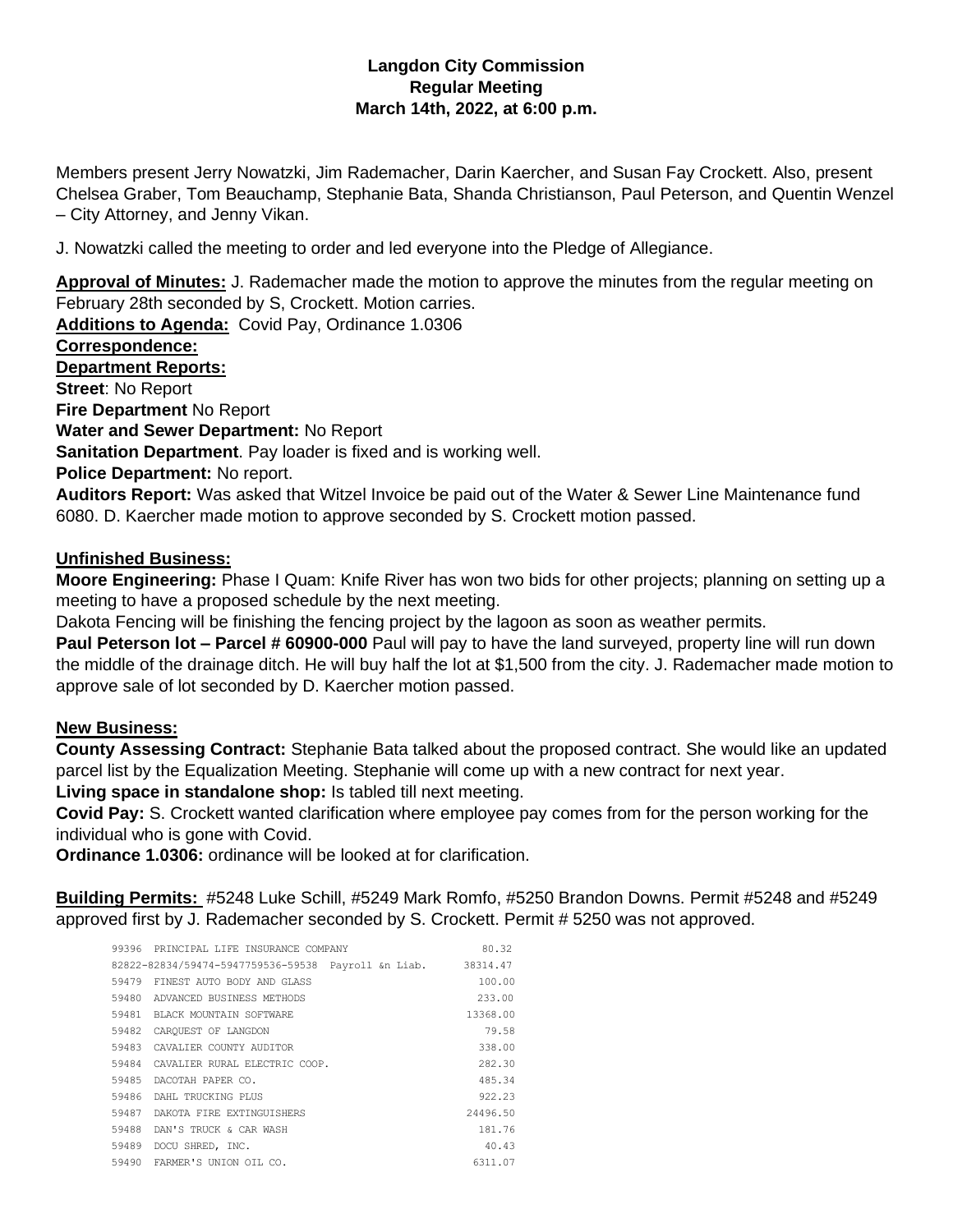**Langdon City Commission**
**Regular Meeting**
**March 14th, 2022, at 6:00 p.m.**

Members present Jerry Nowatzki, Jim Rademacher, Darin Kaercher, and Susan Fay Crockett. Also, present Chelsea Graber, Tom Beauchamp, Stephanie Bata, Shanda Christianson, Paul Peterson, and Quentin Wenzel – City Attorney, and Jenny Vikan.

J. Nowatzki called the meeting to order and led everyone into the Pledge of Allegiance.

**Approval of Minutes:** J. Rademacher made the motion to approve the minutes from the regular meeting on February 28th seconded by S, Crockett. Motion carries.

**Additions to Agenda:** Covid Pay, Ordinance 1.0306

**Correspondence:**

**Department Reports:**

**Street**: No Report

**Fire Department** No Report

**Water and Sewer Department:** No Report

**Sanitation Department**. Pay loader is fixed and is working well.

**Police Department:** No report.

**Auditors Report:** Was asked that Witzel Invoice be paid out of the Water & Sewer Line Maintenance fund 6080. D. Kaercher made motion to approve seconded by S. Crockett motion passed.

**Unfinished Business:**

**Moore Engineering:** Phase I Quam: Knife River has won two bids for other projects; planning on setting up a meeting to have a proposed schedule by the next meeting.

Dakota Fencing will be finishing the fencing project by the lagoon as soon as weather permits.

**Paul Peterson lot – Parcel # 60900-000** Paul will pay to have the land surveyed, property line will run down the middle of the drainage ditch. He will buy half the lot at $1,500 from the city. J. Rademacher made motion to approve sale of lot seconded by D. Kaercher motion passed.

**New Business:**

**County Assessing Contract:** Stephanie Bata talked about the proposed contract. She would like an updated parcel list by the Equalization Meeting. Stephanie will come up with a new contract for next year.

**Living space in standalone shop:** Is tabled till next meeting.

**Covid Pay:** S. Crockett wanted clarification where employee pay comes from for the person working for the individual who is gone with Covid.

**Ordinance 1.0306:** ordinance will be looked at for clarification.

**Building Permits:** #5248 Luke Schill, #5249 Mark Romfo, #5250 Brandon Downs. Permit #5248 and #5249 approved first by J. Rademacher seconded by S. Crockett. Permit # 5250 was not approved.

| | | |
|---|---|---|
| 99396 | PRINCIPAL LIFE INSURANCE COMPANY | 80.32 |
| 82822-82834/59474-5947759536-59538 | Payroll &n Liab. | 38314.47 |
| 59479 | FINEST AUTO BODY AND GLASS | 100.00 |
| 59480 | ADVANCED BUSINESS METHODS | 233.00 |
| 59481 | BLACK MOUNTAIN SOFTWARE | 13368.00 |
| 59482 | CARQUEST OF LANGDON | 79.58 |
| 59483 | CAVALIER COUNTY AUDITOR | 338.00 |
| 59484 | CAVALIER RURAL ELECTRIC COOP. | 282.30 |
| 59485 | DACOTAH PAPER CO. | 485.34 |
| 59486 | DAHL TRUCKING PLUS | 922.23 |
| 59487 | DAKOTA FIRE EXTINGUISHERS | 24496.50 |
| 59488 | DAN'S TRUCK & CAR WASH | 181.76 |
| 59489 | DOCU SHRED, INC. | 40.43 |
| 59490 | FARMER'S UNION OIL CO. | 6311.07 |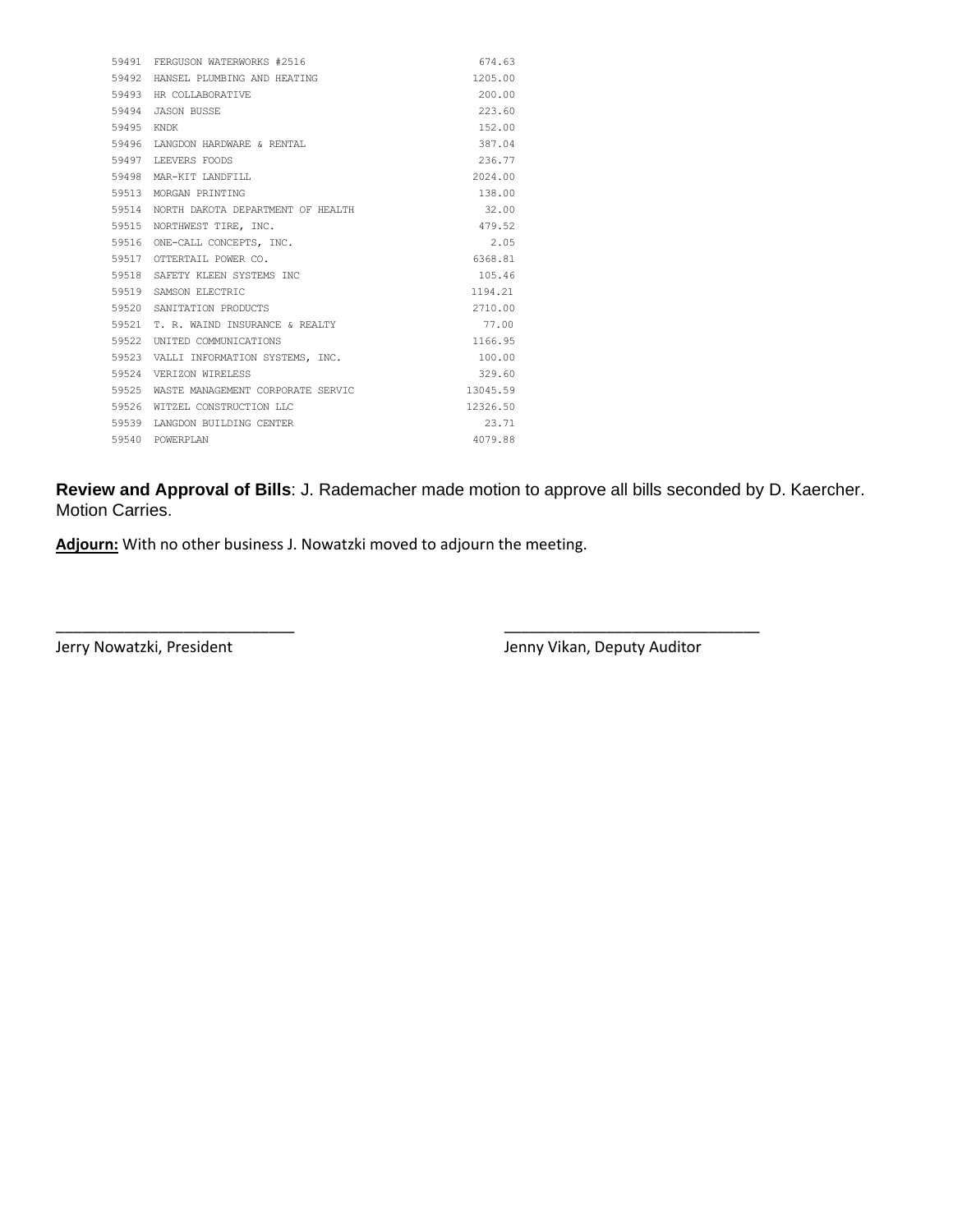| | | |
|---|---|---|
| 59491 | FERGUSON WATERWORKS #2516 | 674.63 |
| 59492 | HANSEL PLUMBING AND HEATING | 1205.00 |
| 59493 | HR COLLABORATIVE | 200.00 |
| 59494 | JASON BUSSE | 223.60 |
| 59495 | KNDK | 152.00 |
| 59496 | LANGDON HARDWARE & RENTAL | 387.04 |
| 59497 | LEEVERS FOODS | 236.77 |
| 59498 | MAR-KIT LANDFILL | 2024.00 |
| 59513 | MORGAN PRINTING | 138.00 |
| 59514 | NORTH DAKOTA DEPARTMENT OF HEALTH | 32.00 |
| 59515 | NORTHWEST TIRE, INC. | 479.52 |
| 59516 | ONE-CALL CONCEPTS, INC. | 2.05 |
| 59517 | OTTERTAIL POWER CO. | 6368.81 |
| 59518 | SAFETY KLEEN SYSTEMS INC | 105.46 |
| 59519 | SAMSON ELECTRIC | 1194.21 |
| 59520 | SANITATION PRODUCTS | 2710.00 |
| 59521 | T. R. WAIND INSURANCE & REALTY | 77.00 |
| 59522 | UNITED COMMUNICATIONS | 1166.95 |
| 59523 | VALLI INFORMATION SYSTEMS, INC. | 100.00 |
| 59524 | VERIZON WIRELESS | 329.60 |
| 59525 | WASTE MANAGEMENT CORPORATE SERVIC | 13045.59 |
| 59526 | WITZEL CONSTRUCTION LLC | 12326.50 |
| 59539 | LANGDON BUILDING CENTER | 23.71 |
| 59540 | POWERPLAN | 4079.88 |

**Review and Approval of Bills**: J. Rademacher made motion to approve all bills seconded by D. Kaercher. Motion Carries.

**Adjourn:** With no other business J. Nowatzki moved to adjourn the meeting.

_____________________________ Jerry Nowatzki, President

_____________________________ Jenny Vikan, Deputy Auditor